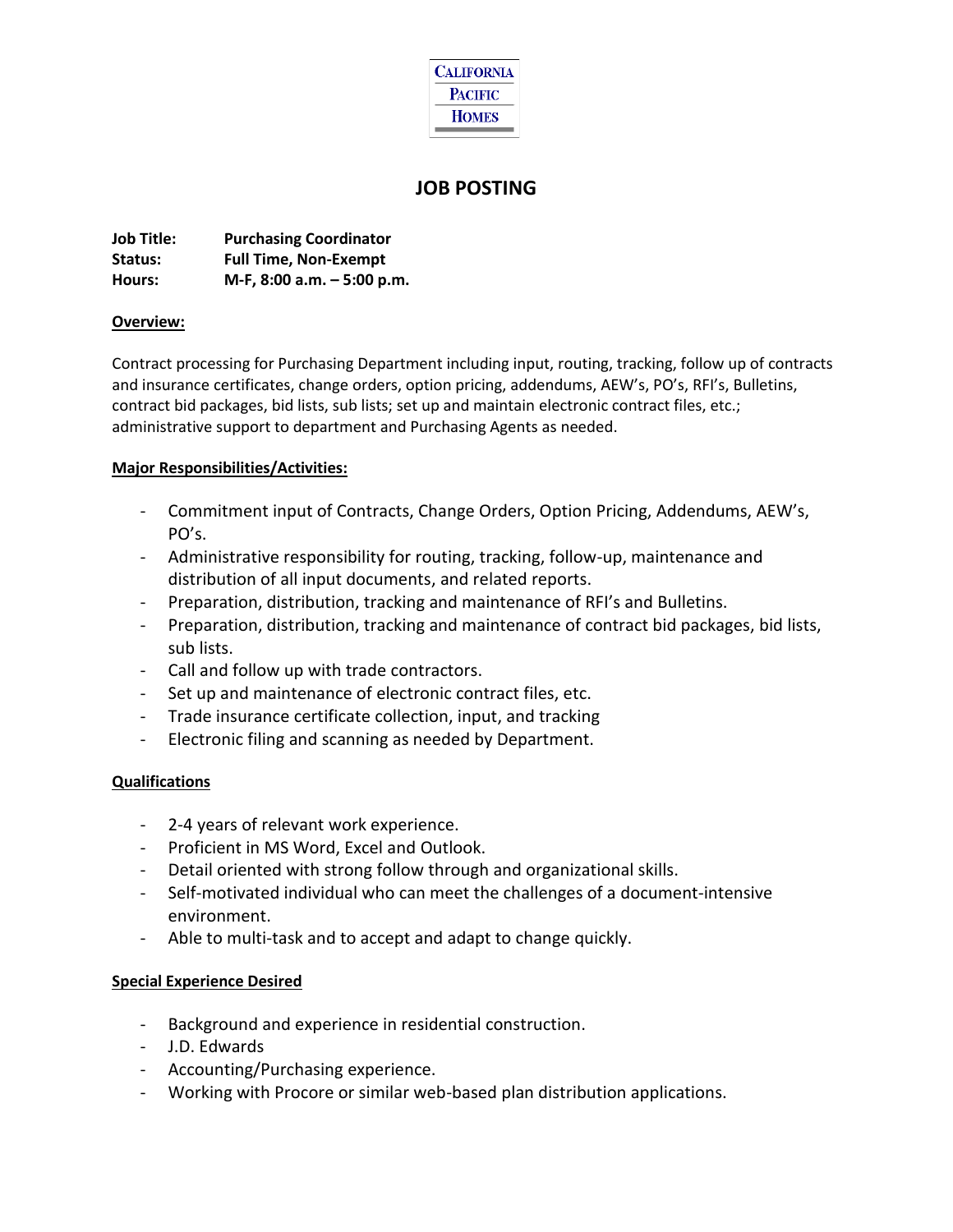CALIFORNIA
PACIFIC
HOMES

# JOB POSTING

**Job Title:** **Purchasing Coordinator**
**Status:** **Full Time, Non-Exempt**
**Hours:** **M-F, 8:00 a.m. – 5:00 p.m.**

## Overview:

Contract processing for Purchasing Department including input, routing, tracking, follow up of contracts and insurance certificates, change orders, option pricing, addendums, AEW's, PO's, RFI's, Bulletins, contract bid packages, bid lists, sub lists; set up and maintain electronic contract files, etc.; administrative support to department and Purchasing Agents as needed.

## Major Responsibilities/Activities:

- Commitment input of Contracts, Change Orders, Option Pricing, Addendums, AEW's, PO's.
- Administrative responsibility for routing, tracking, follow-up, maintenance and distribution of all input documents, and related reports.
- Preparation, distribution, tracking and maintenance of RFI's and Bulletins.
- Preparation, distribution, tracking and maintenance of contract bid packages, bid lists, sub lists.
- Call and follow up with trade contractors.
- Set up and maintenance of electronic contract files, etc.
- Trade insurance certificate collection, input, and tracking
- Electronic filing and scanning as needed by Department.

## Qualifications

- 2-4 years of relevant work experience.
- Proficient in MS Word, Excel and Outlook.
- Detail oriented with strong follow through and organizational skills.
- Self-motivated individual who can meet the challenges of a document-intensive environment.
- Able to multi-task and to accept and adapt to change quickly.

## Special Experience Desired

- Background and experience in residential construction.
- J.D. Edwards
- Accounting/Purchasing experience.
- Working with Procore or similar web-based plan distribution applications.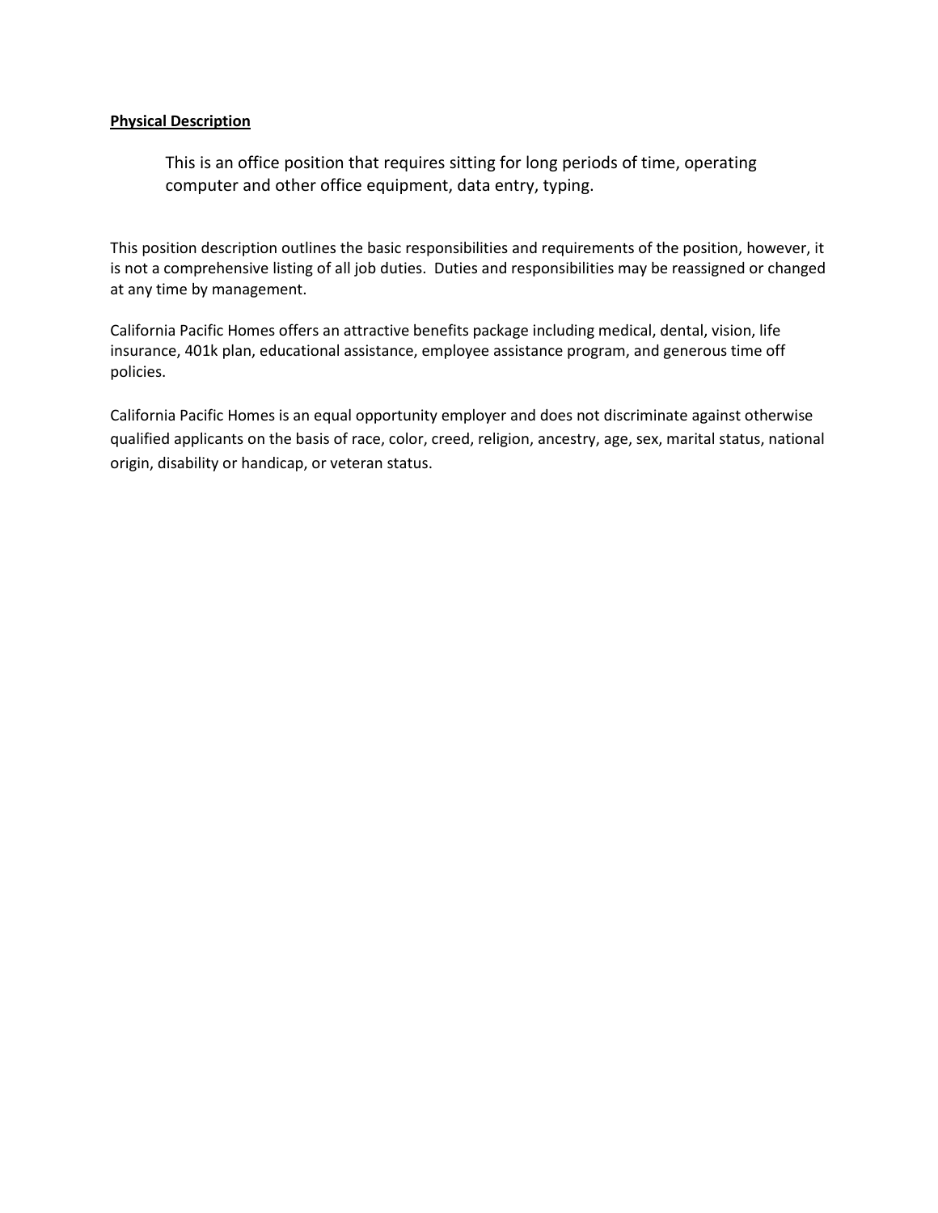**Physical Description**

This is an office position that requires sitting for long periods of time, operating computer and other office equipment, data entry, typing.

This position description outlines the basic responsibilities and requirements of the position, however, it is not a comprehensive listing of all job duties. Duties and responsibilities may be reassigned or changed at any time by management.

California Pacific Homes offers an attractive benefits package including medical, dental, vision, life insurance, 401k plan, educational assistance, employee assistance program, and generous time off policies.

California Pacific Homes is an equal opportunity employer and does not discriminate against otherwise qualified applicants on the basis of race, color, creed, religion, ancestry, age, sex, marital status, national origin, disability or handicap, or veteran status.